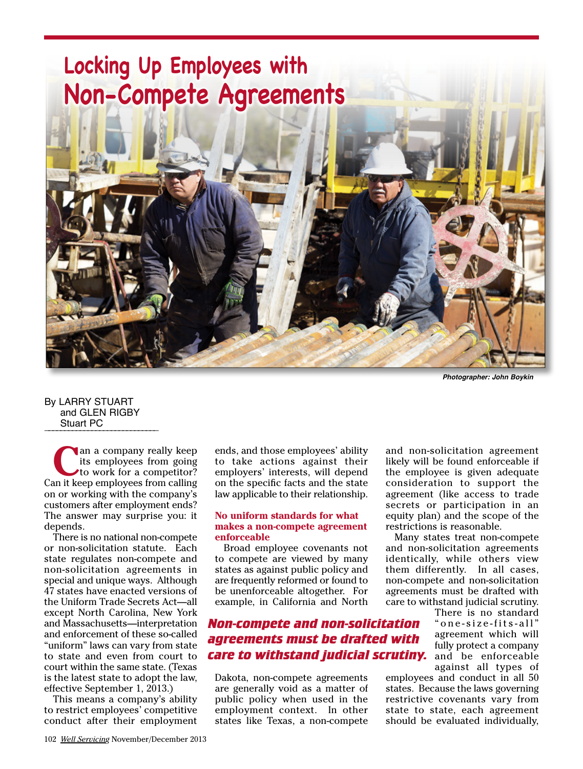# Locking Up Employees with Non-Compete Agreements

*Photographer: John Boykin*

By LARRY STUART and GLEN RIGBY
Stuart PC

Can a company really keep its employees from going to work for a competitor? Can it keep employees from calling on or working with the company's customers after employment ends? The answer may surprise you: it depends.

There is no national non-compete or non-solicitation statute. Each state regulates non-compete and non-solicitation agreements in special and unique ways. Although 47 states have enacted versions of the Uniform Trade Secrets Act—all except North Carolina, New York and Massachusetts—interpretation and enforcement of these so-called "uniform" laws can vary from state to state and even from court to court within the same state. (Texas is the latest state to adopt the law, effective September 1, 2013.)

This means a company's ability to restrict employees' competitive conduct after their employment ends, and those employees' ability to take actions against their employers' interests, will depend on the specific facts and the state law applicable to their relationship.

## No uniform standards for what makes a non-compete agreement enforceable

Broad employee covenants not to compete are viewed by many states as against public policy and are frequently reformed or found to be unenforceable altogether. For example, in California and North Dakota, non-compete agreements are generally void as a matter of public policy when used in the employment context. In other states like Texas, a non-compete and non-solicitation agreement likely will be found enforceable if the employee is given adequate consideration to support the agreement (like access to trade secrets or participation in an equity plan) and the scope of the restrictions is reasonable.

Many states treat non-compete and non-solicitation agreements identically, while others view them differently. In all cases, non-compete and non-solicitation agreements must be drafted with care to withstand judicial scrutiny.

***Non-compete and non-solicitation agreements must be drafted with care to withstand judicial scrutiny.***

There is no standard "one-size-fits-all" agreement which will fully protect a company and be enforceable against all types of employees and conduct in all 50 states. Because the laws governing restrictive covenants vary from state to state, each agreement should be evaluated individually,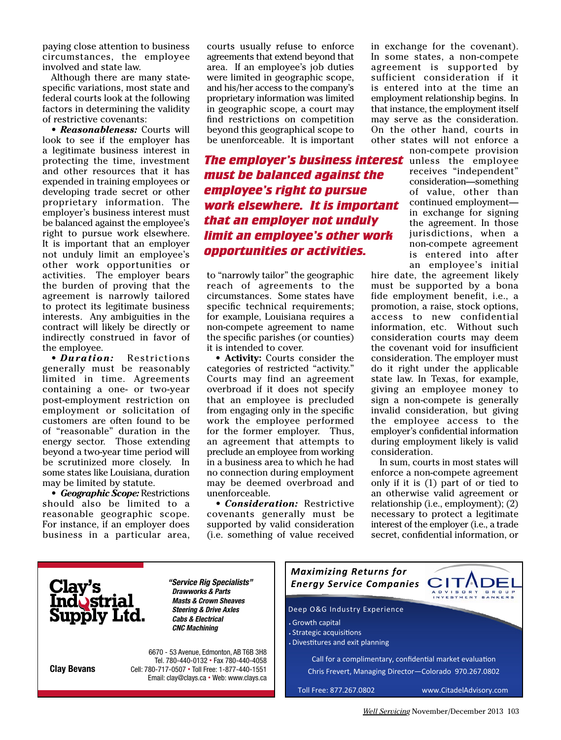paying close attention to business circumstances, the employee involved and state law.

Although there are many state-specific variations, most state and federal courts look at the following factors in determining the validity of restrictive covenants:

- ***Reasonableness:*** Courts will look to see if the employer has a legitimate business interest in protecting the time, investment and other resources that it has expended in training employees or developing trade secret or other proprietary information. The employer's business interest must be balanced against the employee's right to pursue work elsewhere. It is important that an employer not unduly limit an employee's other work opportunities or activities. The employer bears the burden of proving that the agreement is narrowly tailored to protect its legitimate business interests. Any ambiguities in the contract will likely be directly or indirectly construed in favor of the employee.
- ***Duration:*** Restrictions generally must be reasonably limited in time. Agreements containing a one- or two-year post-employment restriction on employment or solicitation of customers are often found to be of "reasonable" duration in the energy sector. Those extending beyond a two-year time period will be scrutinized more closely. In some states like Louisiana, duration may be limited by statute.
- ***Geographic Scope:*** Restrictions should also be limited to a reasonable geographic scope. For instance, if an employer does business in a particular area, courts usually refuse to enforce agreements that extend beyond that area. If an employee's job duties were limited in geographic scope, and his/her access to the company's proprietary information was limited in geographic scope, a court may find restrictions on competition beyond this geographical scope to be unenforceable. It is important to "narrowly tailor" the geographic reach of agreements to the circumstances. Some states have specific technical requirements; for example, Louisiana requires a non-compete agreement to name the specific parishes (or counties) it is intended to cover.
- **Activity:** Courts consider the categories of restricted "activity." Courts may find an agreement overbroad if it does not specify that an employee is precluded from engaging only in the specific work the employee performed for the former employer. Thus, an agreement that attempts to preclude an employee from working in a business area to which he had no connection during employment may be deemed overbroad and unenforceable.
- ***Consideration:*** Restrictive covenants generally must be supported by valid consideration (i.e. something of value received in exchange for the covenant). In some states, a non-compete agreement is supported by sufficient consideration if it is entered into at the time an employment relationship begins. In that instance, the employment itself may serve as the consideration. On the other hand, courts in other states will not enforce a non-compete provision unless the employee receives "independent" consideration—something of value, other than continued employment—in exchange for signing the agreement. In those jurisdictions, when a non-compete agreement is entered into after an employee's initial hire date, the agreement likely must be supported by a bona fide employment benefit, i.e., a promotion, a raise, stock options, access to new confidential information, etc. Without such consideration courts may deem the covenant void for insufficient consideration. The employer must do it right under the applicable state law. In Texas, for example, giving an employee money to sign a non-compete is generally invalid consideration, but giving the employee access to the employer's confidential information during employment likely is valid consideration.

***The employer's business interest must be balanced against the employee's right to pursue work elsewhere. It is important that an employer not unduly limit an employee's other work opportunities or activities.***

In sum, courts in most states will enforce a non-compete agreement only if it is (1) part of or tied to an otherwise valid agreement or relationship (i.e., employment); (2) necessary to protect a legitimate interest of the employer (i.e., a trade secret, confidential information, or

**Clay's Industrial Supply Ltd.**

***"Service Rig Specialists"***
***Drawworks & Parts***
***Masts & Crown Sheaves***
***Steering & Drive Axles***
***Cabs & Electrical***
***CNC Machining***

**Clay Bevans**

6670 - 53 Avenue, Edmonton, AB T6B 3H8
Tel. 780-440-0132 • Fax 780-440-4058
Cell: 780-717-0507 • Toll Free: 1-877-440-1551
Email: clay@clays.ca • Web: www.clays.ca

***Maximizing Returns for Energy Service Companies***

**CITADEL** ADVISORY GROUP INVESTMENT BANKERS

Deep O&G Industry Experience

- Growth capital
- Strategic acquisitions
- Divestitures and exit planning

Call for a complimentary, confidential market evaluation
Chris Frevert, Managing Director—Colorado 970.267.0802

Toll Free: 877.267.0802 www.CitadelAdvisory.com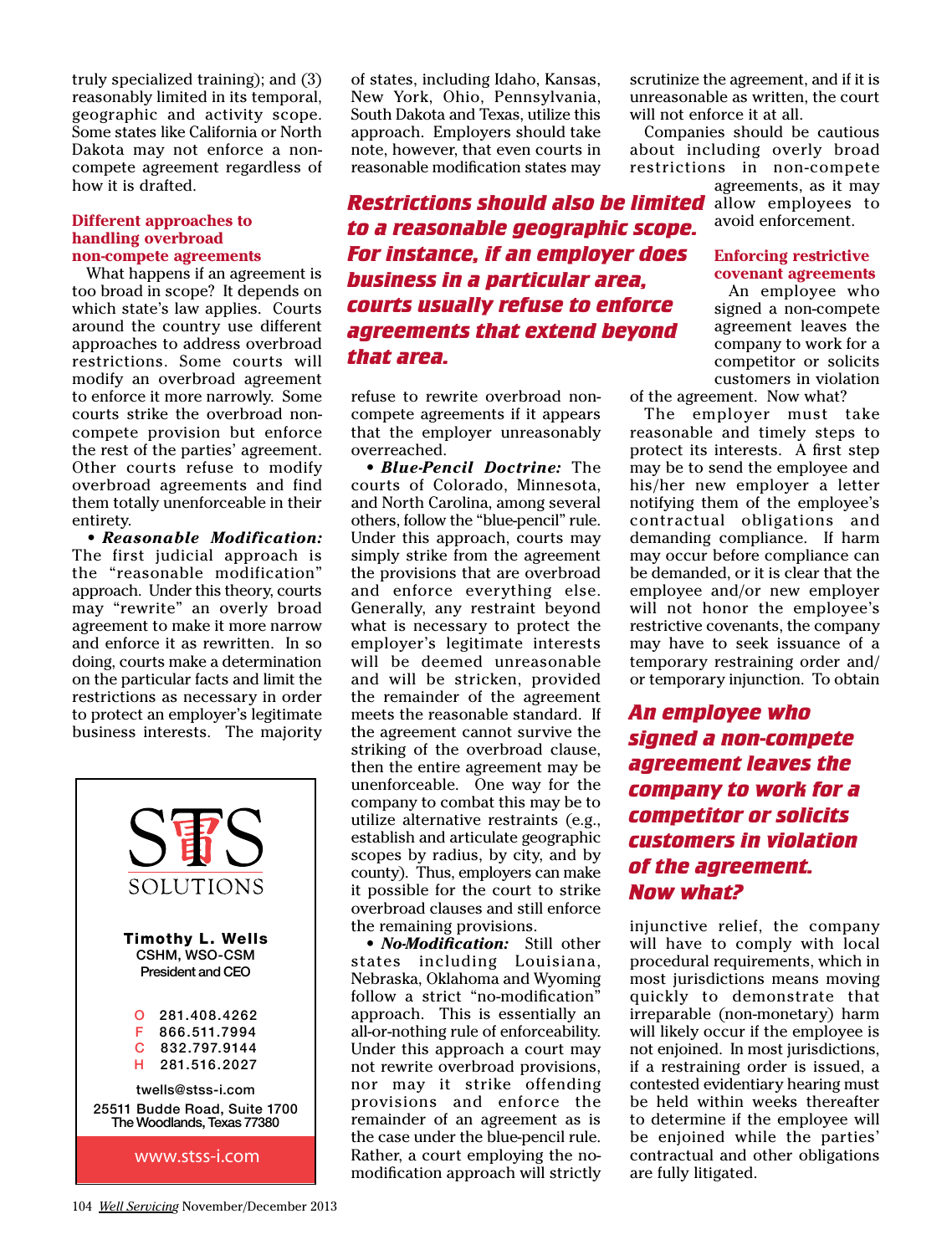truly specialized training); and (3) reasonably limited in its temporal, geographic and activity scope. Some states like California or North Dakota may not enforce a non-compete agreement regardless of how it is drafted.

### Different approaches to handling overbroad non-compete agreements

What happens if an agreement is too broad in scope? It depends on which state's law applies. Courts around the country use different approaches to address overbroad restrictions. Some courts will modify an overbroad agreement to enforce it more narrowly. Some courts strike the overbroad non-compete provision but enforce the rest of the parties' agreement. Other courts refuse to modify overbroad agreements and find them totally unenforceable in their entirety.

• ***Reasonable Modification:*** The first judicial approach is the "reasonable modification" approach. Under this theory, courts may "rewrite" an overly broad agreement to make it more narrow and enforce it as rewritten. In so doing, courts make a determination on the particular facts and limit the restrictions as necessary in order to protect an employer's legitimate business interests. The majority of states, including Idaho, Kansas, New York, Ohio, Pennsylvania, South Dakota and Texas, utilize this approach. Employers should take note, however, that even courts in reasonable modification states may refuse to rewrite overbroad non-compete agreements if it appears that the employer unreasonably overreached.

***Restrictions should also be limited to a reasonable geographic scope. For instance, if an employer does business in a particular area, courts usually refuse to enforce agreements that extend beyond that area.***

• ***Blue-Pencil Doctrine:*** The courts of Colorado, Minnesota, and North Carolina, among several others, follow the "blue-pencil" rule. Under this approach, courts may simply strike from the agreement the provisions that are overbroad and enforce everything else. Generally, any restraint beyond what is necessary to protect the employer's legitimate interests will be deemed unreasonable and will be stricken, provided the remainder of the agreement meets the reasonable standard. If the agreement cannot survive the striking of the overbroad clause, then the entire agreement may be unenforceable. One way for the company to combat this may be to utilize alternative restraints (e.g., establish and articulate geographic scopes by radius, by city, and by county). Thus, employers can make it possible for the court to strike overbroad clauses and still enforce the remaining provisions.

• ***No-Modification:*** Still other states including Louisiana, Nebraska, Oklahoma and Wyoming follow a strict "no-modification" approach. This is essentially an all-or-nothing rule of enforceability. Under this approach a court may not rewrite overbroad provisions, nor may it strike offending provisions and enforce the remainder of an agreement as is the case under the blue-pencil rule. Rather, a court employing the no-modification approach will strictly scrutinize the agreement, and if it is unreasonable as written, the court will not enforce it at all.

Companies should be cautious about including overly broad restrictions in non-compete agreements, as it may allow employees to avoid enforcement.

### Enforcing restrictive covenant agreements

An employee who signed a non-compete agreement leaves the company to work for a competitor or solicits customers in violation of the agreement. Now what?

The employer must take reasonable and timely steps to protect its interests. A first step may be to send the employee and his/her new employer a letter notifying them of the employee's contractual obligations and demanding compliance. If harm may occur before compliance can be demanded, or it is clear that the employee and/or new employer will not honor the employee's restrictive covenants, the company may have to seek issuance of a temporary restraining order and/or temporary injunction. To obtain injunctive relief, the company will have to comply with local procedural requirements, which in most jurisdictions means moving quickly to demonstrate that irreparable (non-monetary) harm will likely occur if the employee is not enjoined. In most jurisdictions, if a restraining order is issued, a contested evidentiary hearing must be held within weeks thereafter to determine if the employee will be enjoined while the parties' contractual and other obligations are fully litigated.

***An employee who signed a non-compete agreement leaves the company to work for a competitor or solicits customers in violation of the agreement. Now what?***

STS SOLUTIONS

**Timothy L. Wells**
CSHM, WSO-CSM
President and CEO

O 281.408.4262
F 866.511.7994
C 832.797.9144
H 281.516.2027

twells@stss-i.com
25511 Budde Road, Suite 1700
The Woodlands, Texas 77380

www.stss-i.com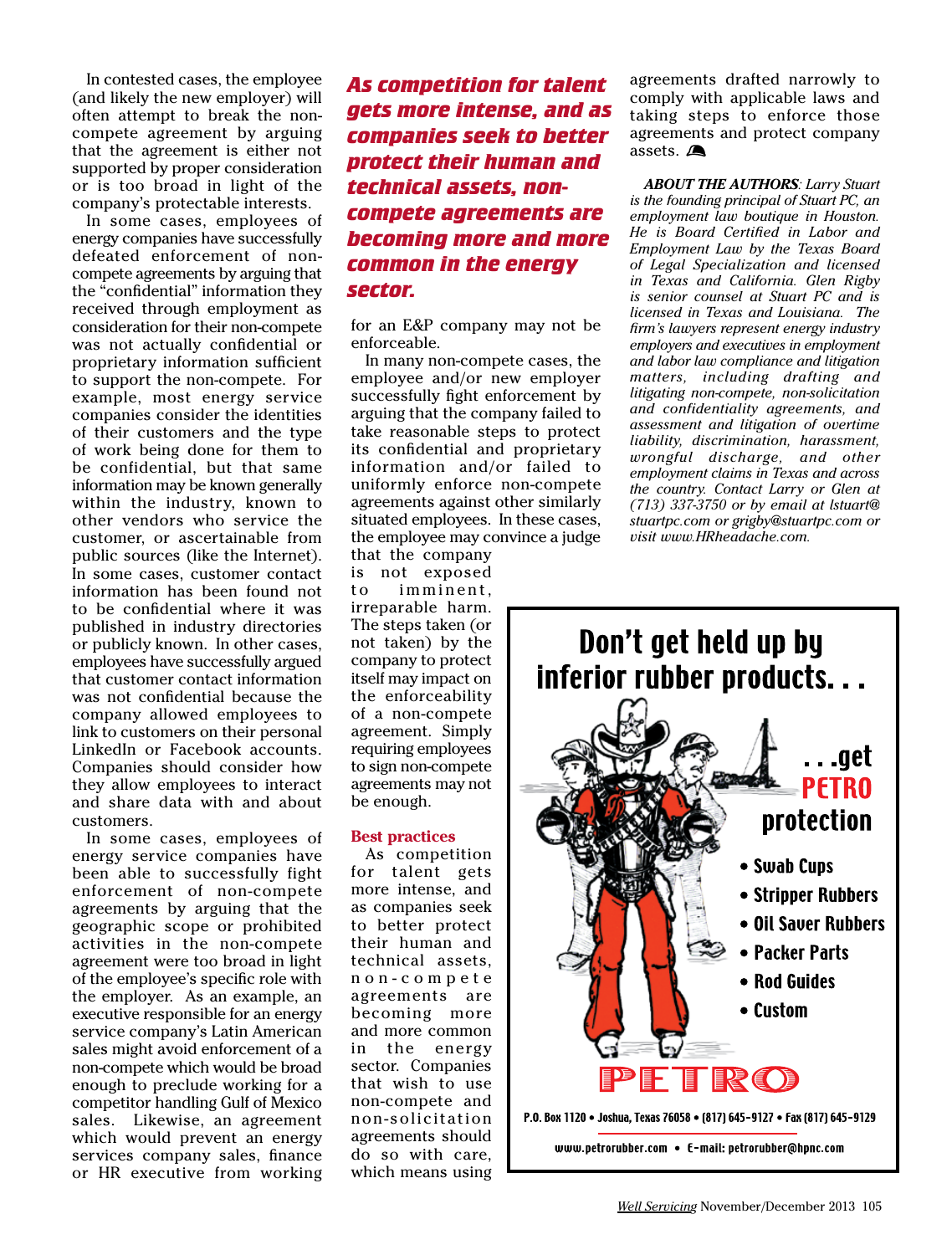In contested cases, the employee (and likely the new employer) will often attempt to break the non-compete agreement by arguing that the agreement is either not supported by proper consideration or is too broad in light of the company's protectable interests.

In some cases, employees of energy companies have successfully defeated enforcement of non-compete agreements by arguing that the "confidential" information they received through employment as consideration for their non-compete was not actually confidential or proprietary information sufficient to support the non-compete. For example, most energy service companies consider the identities of their customers and the type of work being done for them to be confidential, but that same information may be known generally within the industry, known to other vendors who service the customer, or ascertainable from public sources (like the Internet). In some cases, customer contact information has been found not to be confidential where it was published in industry directories or publicly known. In other cases, employees have successfully argued that customer contact information was not confidential because the company allowed employees to link to customers on their personal LinkedIn or Facebook accounts. Companies should consider how they allow employees to interact and share data with and about customers.

In some cases, employees of energy service companies have been able to successfully fight enforcement of non-compete agreements by arguing that the geographic scope or prohibited activities in the non-compete agreement were too broad in light of the employee's specific role with the employer. As an example, an executive responsible for an energy service company's Latin American sales might avoid enforcement of a non-compete which would be broad enough to preclude working for a competitor handling Gulf of Mexico sales. Likewise, an agreement which would prevent an energy services company sales, finance or HR executive from working for an E&P company may not be enforceable.

In many non-compete cases, the employee and/or new employer successfully fight enforcement by arguing that the company failed to take reasonable steps to protect its confidential and proprietary information and/or failed to uniformly enforce non-compete agreements against other similarly situated employees. In these cases, the employee may convince a judge that the company is not exposed to imminent, irreparable harm. The steps taken (or not taken) by the company to protect itself may impact on the enforceability of a non-compete agreement. Simply requiring employees to sign non-compete agreements may not be enough.

***As competition for talent gets more intense, and as companies seek to better protect their human and technical assets, non-compete agreements are becoming more and more common in the energy sector.***

## Best practices

As competition for talent gets more intense, and as companies seek to better protect their human and technical assets, non-compete agreements are becoming more and more common in the energy sector. Companies that wish to use non-compete and non-solicitation agreements should do so with care, which means using agreements drafted narrowly to comply with applicable laws and taking steps to enforce those agreements and protect company assets.

***ABOUT THE AUTHORS**: Larry Stuart is the founding principal of Stuart PC, an employment law boutique in Houston. He is Board Certified in Labor and Employment Law by the Texas Board of Legal Specialization and licensed in Texas and California. Glen Rigby is senior counsel at Stuart PC and is licensed in Texas and Louisiana. The firm's lawyers represent energy industry employers and executives in employment and labor law compliance and litigation matters, including drafting and litigating non-compete, non-solicitation and confidentiality agreements, and assessment and litigation of overtime liability, discrimination, harassment, wrongful discharge, and other employment claims in Texas and across the country. Contact Larry or Glen at (713) 337-3750 or by email at lstuart@stuartpc.com or grigby@stuartpc.com or visit www.HRheadache.com.*

**Don't get held up by inferior rubber products. . .**

**. . .get PETRO protection**

- Swab Cups
- Stripper Rubbers
- Oil Saver Rubbers
- Packer Parts
- Rod Guides
- Custom

**PETRO**

P.O. Box 1120 • Joshua, Texas 76058 • (817) 645-9127 • Fax (817) 645-9129

www.petrorubber.com • E-mail: petrorubber@hpnc.com